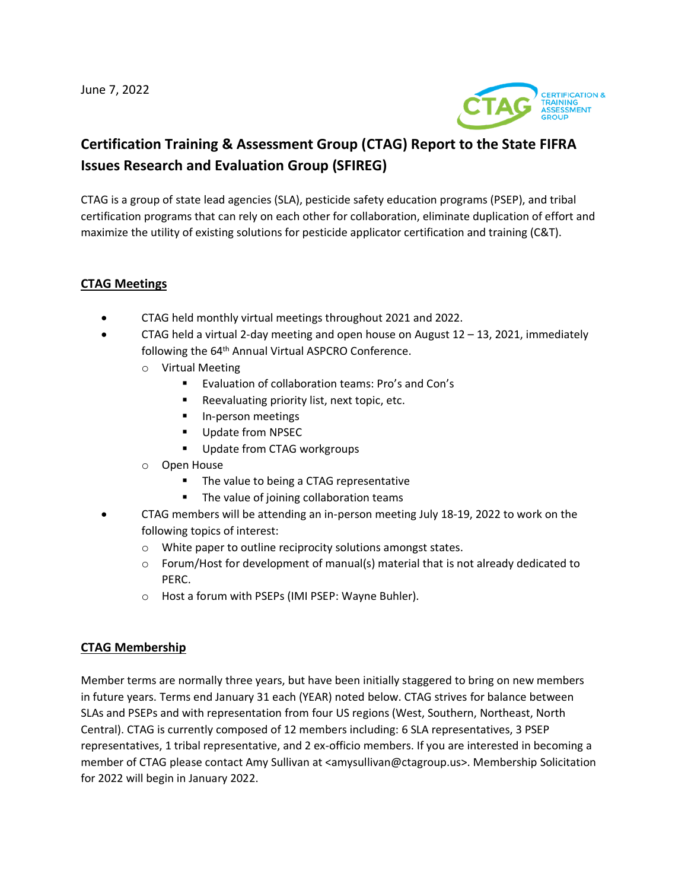June 7, 2022

# Certification Training & Assessment Group (CTAG) Report to the State FIFRA Issues Research and Evaluation Group (SFIREG)

CTAG is a group of state lead agencies (SLA), pesticide safety education programs (PSEP), and tribal certification programs that can rely on each other for collaboration, eliminate duplication of effort and maximize the utility of existing solutions for pesticide applicator certification and training (C&T).

## CTAG Meetings

- CTAG held monthly virtual meetings throughout 2021 and 2022.
- CTAG held a virtual 2-day meeting and open house on August 12 – 13, 2021, immediately following the 64th Annual Virtual ASPCRO Conference.
  - Virtual Meeting
    - Evaluation of collaboration teams: Pro's and Con's
    - Reevaluating priority list, next topic, etc.
    - In-person meetings
    - Update from NPSEC
    - Update from CTAG workgroups
  - Open House
    - The value to being a CTAG representative
    - The value of joining collaboration teams
- CTAG members will be attending an in-person meeting July 18-19, 2022 to work on the following topics of interest:
  - White paper to outline reciprocity solutions amongst states.
  - Forum/Host for development of manual(s) material that is not already dedicated to PERC.
  - Host a forum with PSEPs (IMI PSEP: Wayne Buhler).

## CTAG Membership

Member terms are normally three years, but have been initially staggered to bring on new members in future years. Terms end January 31 each (YEAR) noted below. CTAG strives for balance between SLAs and PSEPs and with representation from four US regions (West, Southern, Northeast, North Central). CTAG is currently composed of 12 members including: 6 SLA representatives, 3 PSEP representatives, 1 tribal representative, and 2 ex-officio members. If you are interested in becoming a member of CTAG please contact Amy Sullivan at <amysullivan@ctagroup.us>. Membership Solicitation for 2022 will begin in January 2022.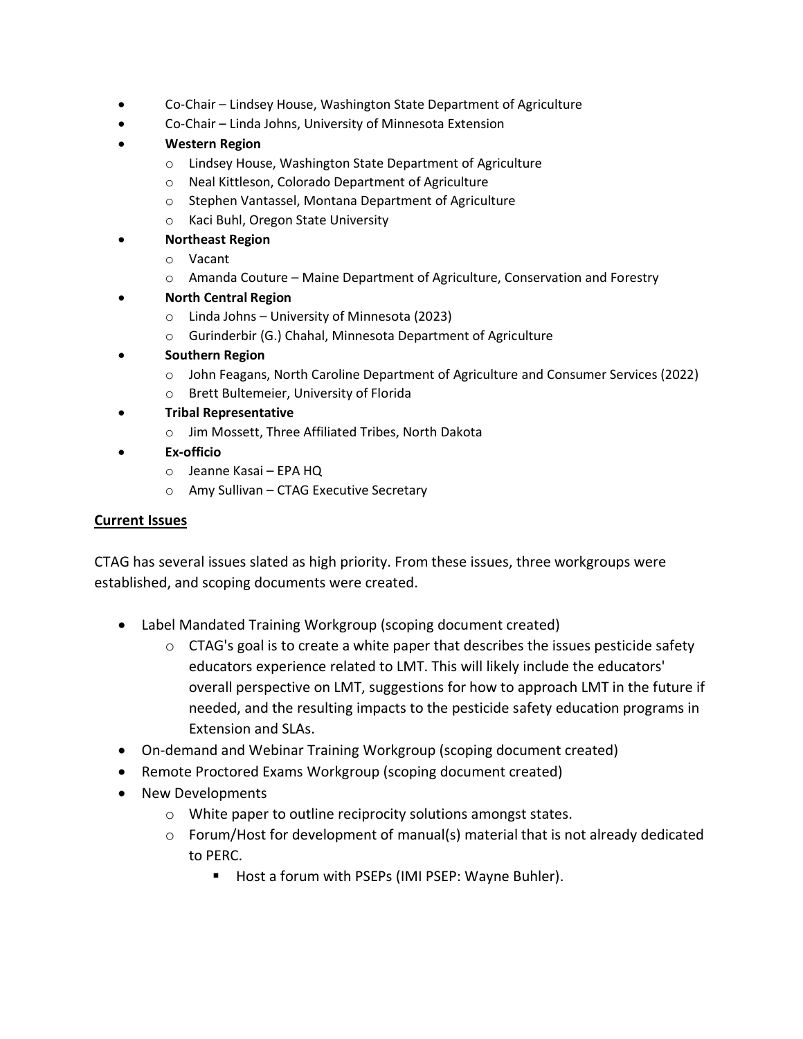- Co-Chair – Lindsey House, Washington State Department of Agriculture
- Co-Chair – Linda Johns, University of Minnesota Extension
- **Western Region**
  - Lindsey House, Washington State Department of Agriculture
  - Neal Kittleson, Colorado Department of Agriculture
  - Stephen Vantassel, Montana Department of Agriculture
  - Kaci Buhl, Oregon State University
- **Northeast Region**
  - Vacant
  - Amanda Couture – Maine Department of Agriculture, Conservation and Forestry
- **North Central Region**
  - Linda Johns – University of Minnesota (2023)
  - Gurinderbir (G.) Chahal, Minnesota Department of Agriculture
- **Southern Region**
  - John Feagans, North Caroline Department of Agriculture and Consumer Services (2022)
  - Brett Bultemeier, University of Florida
- **Tribal Representative**
  - Jim Mossett, Three Affiliated Tribes, North Dakota
- **Ex-officio**
  - Jeanne Kasai – EPA HQ
  - Amy Sullivan – CTAG Executive Secretary

## Current Issues

CTAG has several issues slated as high priority. From these issues, three workgroups were established, and scoping documents were created.

- Label Mandated Training Workgroup (scoping document created)
  - CTAG's goal is to create a white paper that describes the issues pesticide safety educators experience related to LMT. This will likely include the educators' overall perspective on LMT, suggestions for how to approach LMT in the future if needed, and the resulting impacts to the pesticide safety education programs in Extension and SLAs.
- On-demand and Webinar Training Workgroup (scoping document created)
- Remote Proctored Exams Workgroup (scoping document created)
- New Developments
  - White paper to outline reciprocity solutions amongst states.
  - Forum/Host for development of manual(s) material that is not already dedicated to PERC.
    - Host a forum with PSEPs (IMI PSEP: Wayne Buhler).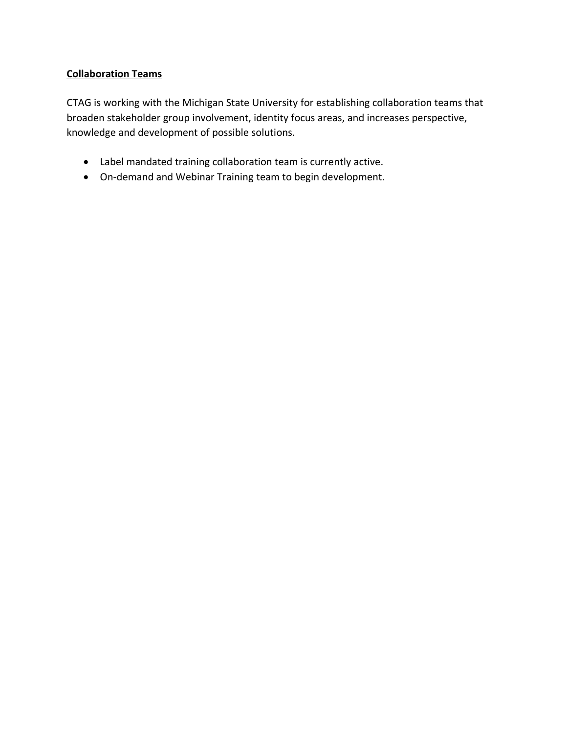**Collaboration Teams**

CTAG is working with the Michigan State University for establishing collaboration teams that broaden stakeholder group involvement, identity focus areas, and increases perspective, knowledge and development of possible solutions.

- Label mandated training collaboration team is currently active.
- On-demand and Webinar Training team to begin development.